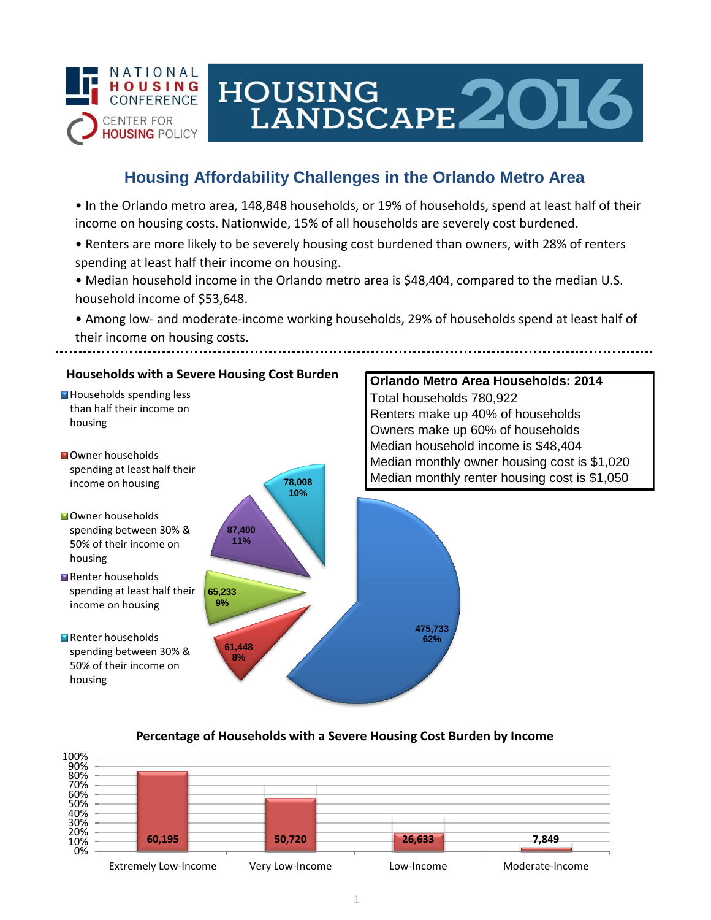NATIONAL HOUSING CONFERENCE

CENTER FOR HOUSING POLICY

# HOUSING LANDSCAPE 2016

## Housing Affordability Challenges in the Orlando Metro Area

- In the Orlando metro area, 148,848 households, or 19% of households, spend at least half of their income on housing costs. Nationwide, 15% of all households are severely cost burdened.
- Renters are more likely to be severely housing cost burdened than owners, with 28% of renters spending at least half their income on housing.
- Median household income in the Orlando metro area is $48,404, compared to the median U.S. household income of $53,648.
- Among low- and moderate-income working households, 29% of households spend at least half of their income on housing costs.

### Households with a Severe Housing Cost Burden

| Category | Households | Percent |
|---|---|---|
| Households spending less than half their income on housing | 475,733 | 62% |
| Owner households spending at least half their income on housing | 61,448 | 8% |
| Owner households spending between 30% & 50% of their income on housing | 65,233 | 9% |
| Renter households spending at least half their income on housing | 87,400 | 11% |
| Renter households spending between 30% & 50% of their income on housing | 78,008 | 10% |

### Orlando Metro Area Households: 2014

Total households 780,922

Renters make up 40% of households

Owners make up 60% of households

Median household income is $48,404

Median monthly owner housing cost is $1,020

Median monthly renter housing cost is $1,050

### Percentage of Households with a Severe Housing Cost Burden by Income

| Income Group | Households |
|---|---|
| Extremely Low-Income | 60,195 |
| Very Low-Income | 50,720 |
| Low-Income | 26,633 |
| Moderate-Income | 7,849 |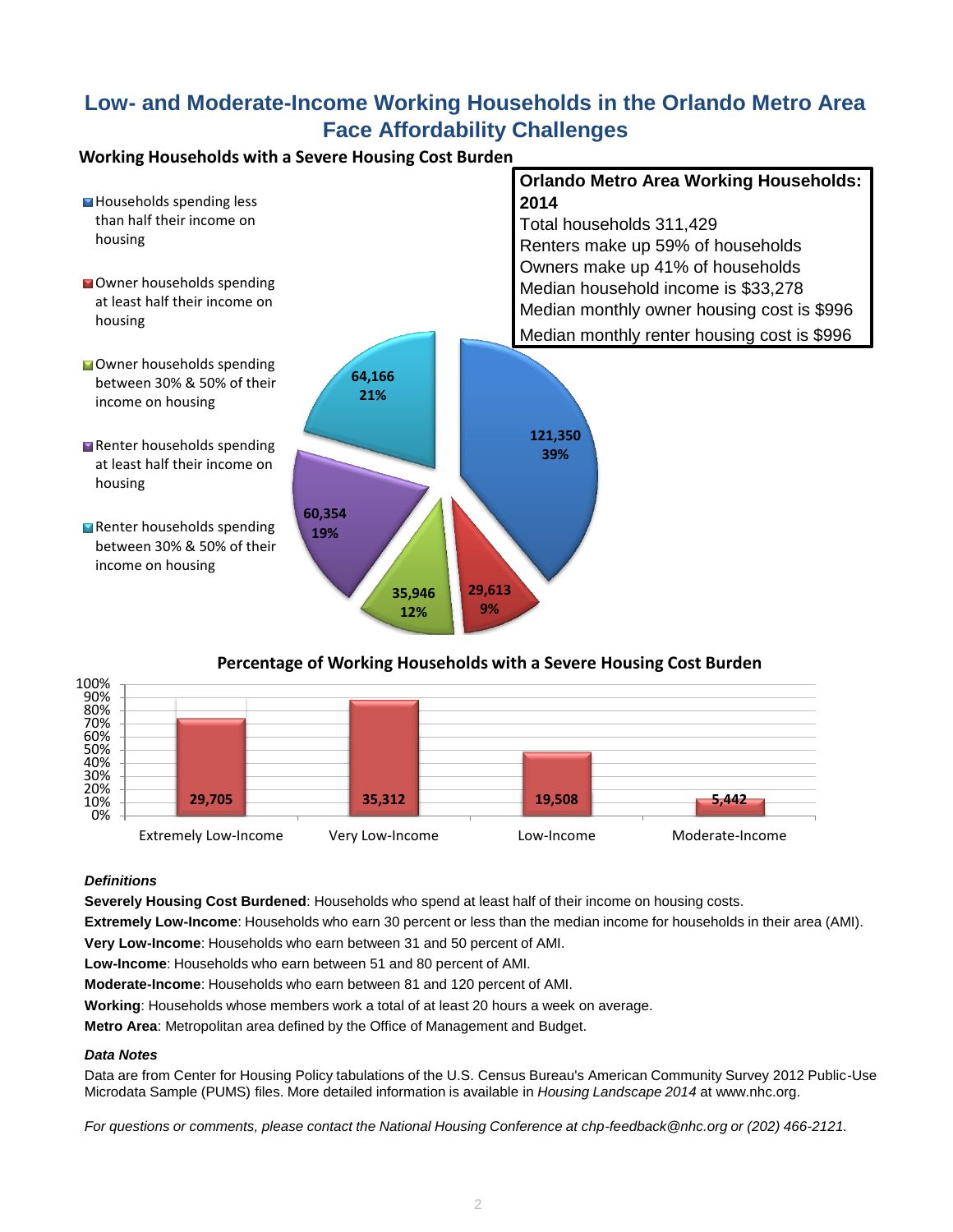# Low- and Moderate-Income Working Households in the Orlando Metro Area Face Affordability Challenges

## Working Households with a Severe Housing Cost Burden

Households spending less than half their income on housing

Owner households spending at least half their income on housing

Owner households spending between 30% & 50% of their income on housing

Renter households spending at least half their income on housing

Renter households spending between 30% & 50% of their income on housing

64,166
21%

121,350
39%

60,354
19%

35,946
12%

29,613
9%

**Orlando Metro Area Working Households: 2014**
Total households 311,429
Renters make up 59% of households
Owners make up 41% of households
Median household income is $33,278
Median monthly owner housing cost is $996
Median monthly renter housing cost is $996

## Percentage of Working Households with a Severe Housing Cost Burden

100%
90%
80%
70%
60%
50%
40%
30%
20%
10%
0%

29,705
35,312
19,508
5,442

Extremely Low-Income
Very Low-Income
Low-Income
Moderate-Income

***Definitions***

**Severely Housing Cost Burdened**: Households who spend at least half of their income on housing costs.

**Extremely Low-Income**: Households who earn 30 percent or less than the median income for households in their area (AMI).

**Very Low-Income**: Households who earn between 31 and 50 percent of AMI.

**Low-Income**: Households who earn between 51 and 80 percent of AMI.

**Moderate-Income**: Households who earn between 81 and 120 percent of AMI.

**Working**: Households whose members work a total of at least 20 hours a week on average.

**Metro Area**: Metropolitan area defined by the Office of Management and Budget.

***Data Notes***

Data are from Center for Housing Policy tabulations of the U.S. Census Bureau's American Community Survey 2012 Public-Use Microdata Sample (PUMS) files. More detailed information is available in *Housing Landscape 2014* at www.nhc.org.

*For questions or comments, please contact the National Housing Conference at chp-feedback@nhc.org or (202) 466-2121.*